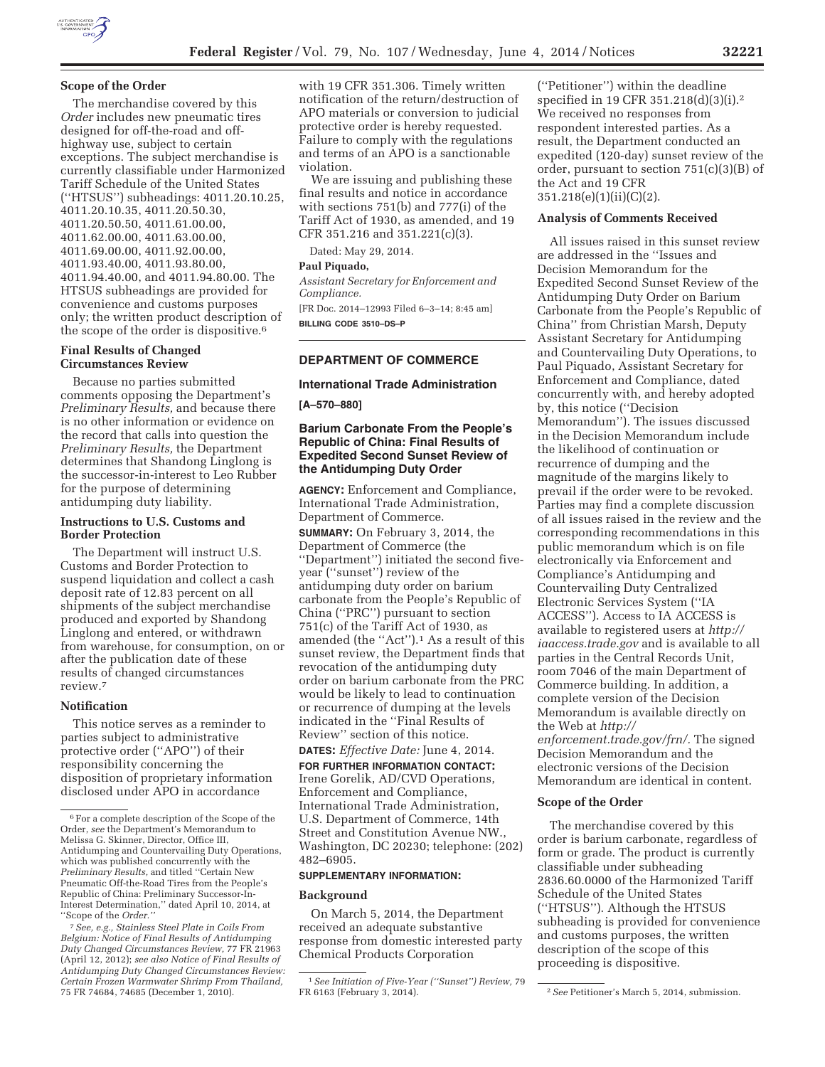## Scope of the Order

The merchandise covered by this *Order* includes new pneumatic tires designed for off-the-road and off-highway use, subject to certain exceptions. The subject merchandise is currently classifiable under Harmonized Tariff Schedule of the United States (''HTSUS'') subheadings: 4011.20.10.25, 4011.20.10.35, 4011.20.50.30, 4011.20.50.50, 4011.61.00.00, 4011.62.00.00, 4011.63.00.00, 4011.69.00.00, 4011.92.00.00, 4011.93.40.00, 4011.93.80.00, 4011.94.40.00, and 4011.94.80.00. The HTSUS subheadings are provided for convenience and customs purposes only; the written product description of the scope of the order is dispositive.[6]

## Final Results of Changed Circumstances Review

Because no parties submitted comments opposing the Department's *Preliminary Results,* and because there is no other information or evidence on the record that calls into question the *Preliminary Results,* the Department determines that Shandong Linglong is the successor-in-interest to Leo Rubber for the purpose of determining antidumping duty liability.

## Instructions to U.S. Customs and Border Protection

The Department will instruct U.S. Customs and Border Protection to suspend liquidation and collect a cash deposit rate of 12.83 percent on all shipments of the subject merchandise produced and exported by Shandong Linglong and entered, or withdrawn from warehouse, for consumption, on or after the publication date of these results of changed circumstances review.[7]

## Notification

This notice serves as a reminder to parties subject to administrative protective order (''APO'') of their responsibility concerning the disposition of proprietary information disclosed under APO in accordance with 19 CFR 351.306. Timely written notification of the return/destruction of APO materials or conversion to judicial protective order is hereby requested. Failure to comply with the regulations and terms of an APO is a sanctionable violation.

We are issuing and publishing these final results and notice in accordance with sections 751(b) and 777(i) of the Tariff Act of 1930, as amended, and 19 CFR 351.216 and 351.221(c)(3).

Dated: May 29, 2014.

**Paul Piquado,**

*Assistant Secretary for Enforcement and Compliance.*

[FR Doc. 2014–12993 Filed 6–3–14; 8:45 am]

**BILLING CODE 3510–DS–P**

[6] For a complete description of the Scope of the Order, *see* the Department's Memorandum to Melissa G. Skinner, Director, Office III, Antidumping and Countervailing Duty Operations, which was published concurrently with the *Preliminary Results,* and titled ''Certain New Pneumatic Off-the-Road Tires from the People's Republic of China: Preliminary Successor-In-Interest Determination,'' dated April 10, 2014, at ''Scope of the *Order.*''

[7] *See, e.g., Stainless Steel Plate in Coils From Belgium: Notice of Final Results of Antidumping Duty Changed Circumstances Review,* 77 FR 21963 (April 12, 2012); *see also Notice of Final Results of Antidumping Duty Changed Circumstances Review: Certain Frozen Warmwater Shrimp From Thailand,* 75 FR 74684, 74685 (December 1, 2010).

---

# DEPARTMENT OF COMMERCE

## International Trade Administration

**[A–570–880]**

## Barium Carbonate From the People's Republic of China: Final Results of Expedited Second Sunset Review of the Antidumping Duty Order

**AGENCY:** Enforcement and Compliance, International Trade Administration, Department of Commerce.

**SUMMARY:** On February 3, 2014, the Department of Commerce (the ''Department'') initiated the second five-year (''sunset'') review of the antidumping duty order on barium carbonate from the People's Republic of China (''PRC'') pursuant to section 751(c) of the Tariff Act of 1930, as amended (the ''Act'').[1] As a result of this sunset review, the Department finds that revocation of the antidumping duty order on barium carbonate from the PRC would be likely to lead to continuation or recurrence of dumping at the levels indicated in the ''Final Results of Review'' section of this notice.

**DATES:** *Effective Date:* June 4, 2014.

**FOR FURTHER INFORMATION CONTACT:** Irene Gorelik, AD/CVD Operations, Enforcement and Compliance, International Trade Administration, U.S. Department of Commerce, 14th Street and Constitution Avenue NW., Washington, DC 20230; telephone: (202) 482–6905.

**SUPPLEMENTARY INFORMATION:**

### Background

On March 5, 2014, the Department received an adequate substantive response from domestic interested party Chemical Products Corporation (''Petitioner'') within the deadline specified in 19 CFR 351.218(d)(3)(i).[2] We received no responses from respondent interested parties. As a result, the Department conducted an expedited (120-day) sunset review of the order, pursuant to section 751(c)(3)(B) of the Act and 19 CFR 351.218(e)(1)(ii)(C)(2).

### Analysis of Comments Received

All issues raised in this sunset review are addressed in the ''Issues and Decision Memorandum for the Expedited Second Sunset Review of the Antidumping Duty Order on Barium Carbonate from the People's Republic of China'' from Christian Marsh, Deputy Assistant Secretary for Antidumping and Countervailing Duty Operations, to Paul Piquado, Assistant Secretary for Enforcement and Compliance, dated concurrently with, and hereby adopted by, this notice (''Decision Memorandum''). The issues discussed in the Decision Memorandum include the likelihood of continuation or recurrence of dumping and the magnitude of the margins likely to prevail if the order were to be revoked. Parties may find a complete discussion of all issues raised in the review and the corresponding recommendations in this public memorandum which is on file electronically via Enforcement and Compliance's Antidumping and Countervailing Duty Centralized Electronic Services System (''IA ACCESS''). Access to IA ACCESS is available to registered users at *http://iaaccess.trade.gov* and is available to all parties in the Central Records Unit, room 7046 of the main Department of Commerce building. In addition, a complete version of the Decision Memorandum is available directly on the Web at *http://enforcement.trade.gov/frn/.* The signed Decision Memorandum and the electronic versions of the Decision Memorandum are identical in content.

### Scope of the Order

The merchandise covered by this order is barium carbonate, regardless of form or grade. The product is currently classifiable under subheading 2836.60.0000 of the Harmonized Tariff Schedule of the United States (''HTSUS''). Although the HTSUS subheading is provided for convenience and customs purposes, the written description of the scope of this proceeding is dispositive.

[1] *See Initiation of Five-Year (''Sunset'') Review,* 79 FR 6163 (February 3, 2014).

[2] *See* Petitioner's March 5, 2014, submission.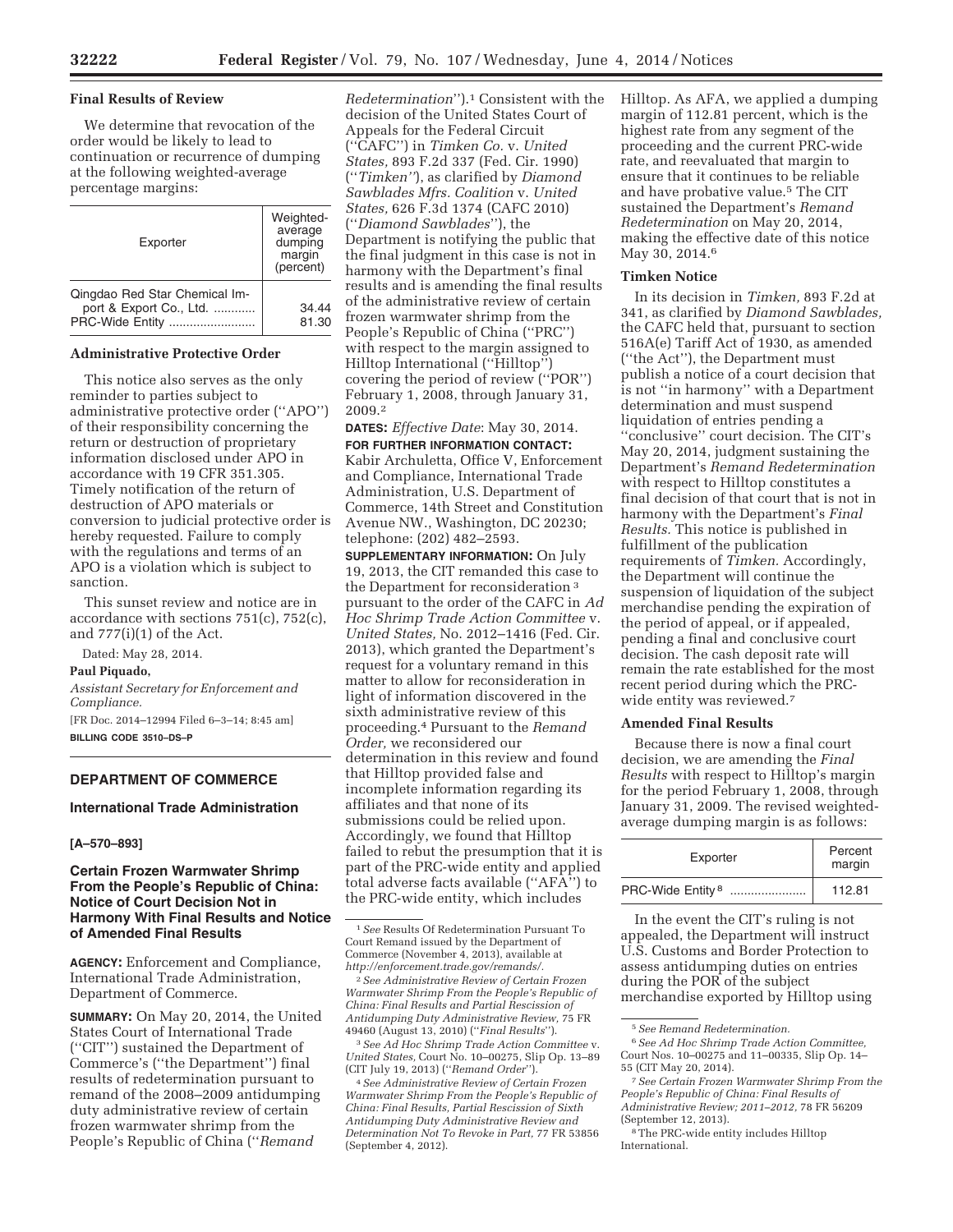## Final Results of Review

We determine that revocation of the order would be likely to lead to continuation or recurrence of dumping at the following weighted-average percentage margins:

| Exporter | Weighted-average dumping margin (percent) |
|---|---|
| Qingdao Red Star Chemical Import & Export Co., Ltd. | 34.44 |
| PRC-Wide Entity | 81.30 |

## Administrative Protective Order

This notice also serves as the only reminder to parties subject to administrative protective order ("APO") of their responsibility concerning the return or destruction of proprietary information disclosed under APO in accordance with 19 CFR 351.305. Timely notification of the return of destruction of APO materials or conversion to judicial protective order is hereby requested. Failure to comply with the regulations and terms of an APO is a violation which is subject to sanction.

This sunset review and notice are in accordance with sections 751(c), 752(c), and 777(i)(1) of the Act.

Dated: May 28, 2014.

**Paul Piquado,**

*Assistant Secretary for Enforcement and Compliance.*

[FR Doc. 2014–12994 Filed 6–3–14; 8:45 am]

**BILLING CODE 3510–DS–P**

# DEPARTMENT OF COMMERCE

## International Trade Administration

**[A–570–893]**

## Certain Frozen Warmwater Shrimp From the People's Republic of China: Notice of Court Decision Not in Harmony With Final Results and Notice of Amended Final Results

**AGENCY:** Enforcement and Compliance, International Trade Administration, Department of Commerce.

**SUMMARY:** On May 20, 2014, the United States Court of International Trade ("CIT") sustained the Department of Commerce's ("the Department") final results of redetermination pursuant to remand of the 2008–2009 antidumping duty administrative review of certain frozen warmwater shrimp from the People's Republic of China ("*Remand Redetermination*").[1] Consistent with the decision of the United States Court of Appeals for the Federal Circuit ("CAFC") in *Timken Co.* v. *United States,* 893 F.2d 337 (Fed. Cir. 1990) ("*Timken*"), as clarified by *Diamond Sawblades Mfrs. Coalition* v. *United States,* 626 F.3d 1374 (CAFC 2010) ("*Diamond Sawblades*"), the Department is notifying the public that the final judgment in this case is not in harmony with the Department's final results and is amending the final results of the administrative review of certain frozen warmwater shrimp from the People's Republic of China ("PRC") with respect to the margin assigned to Hilltop International ("Hilltop") covering the period of review ("POR") February 1, 2008, through January 31, 2009.[2]

**DATES:** *Effective Date*: May 30, 2014.

**FOR FURTHER INFORMATION CONTACT:** Kabir Archuletta, Office V, Enforcement and Compliance, International Trade Administration, U.S. Department of Commerce, 14th Street and Constitution Avenue NW., Washington, DC 20230; telephone: (202) 482–2593.

**SUPPLEMENTARY INFORMATION:** On July 19, 2013, the CIT remanded this case to the Department for reconsideration[3] pursuant to the order of the CAFC in *Ad Hoc Shrimp Trade Action Committee* v. *United States,* No. 2012–1416 (Fed. Cir. 2013), which granted the Department's request for a voluntary remand in this matter to allow for reconsideration in light of information discovered in the sixth administrative review of this proceeding.[4] Pursuant to the *Remand Order,* we reconsidered our determination in this review and found that Hilltop provided false and incomplete information regarding its affiliates and that none of its submissions could be relied upon. Accordingly, we found that Hilltop failed to rebut the presumption that it is part of the PRC-wide entity and applied total adverse facts available ("AFA") to the PRC-wide entity, which includes Hilltop. As AFA, we applied a dumping margin of 112.81 percent, which is the highest rate from any segment of the proceeding and the current PRC-wide rate, and reevaluated that margin to ensure that it continues to be reliable and have probative value.[5] The CIT sustained the Department's *Remand Redetermination* on May 20, 2014, making the effective date of this notice May 30, 2014.[6]

## Timken Notice

In its decision in *Timken,* 893 F.2d at 341, as clarified by *Diamond Sawblades,* the CAFC held that, pursuant to section 516A(e) Tariff Act of 1930, as amended ("the Act"), the Department must publish a notice of a court decision that is not "in harmony" with a Department determination and must suspend liquidation of entries pending a "conclusive" court decision. The CIT's May 20, 2014, judgment sustaining the Department's *Remand Redetermination* with respect to Hilltop constitutes a final decision of that court that is not in harmony with the Department's *Final Results.* This notice is published in fulfillment of the publication requirements of *Timken.* Accordingly, the Department will continue the suspension of liquidation of the subject merchandise pending the expiration of the period of appeal, or if appealed, pending a final and conclusive court decision. The cash deposit rate will remain the rate established for the most recent period during which the PRC-wide entity was reviewed.[7]

## Amended Final Results

Because there is now a final court decision, we are amending the *Final Results* with respect to Hilltop's margin for the period February 1, 2008, through January 31, 2009. The revised weighted-average dumping margin is as follows:

| Exporter | Percent margin |
|---|---|
| PRC-Wide Entity[8] | 112.81 |

In the event the CIT's ruling is not appealed, the Department will instruct U.S. Customs and Border Protection to assess antidumping duties on entries during the POR of the subject merchandise exported by Hilltop using

---

[1] *See* Results Of Redetermination Pursuant To Court Remand issued by the Department of Commerce (November 4, 2013), available at *http://enforcement.trade.gov/remands/.*

[2] *See Administrative Review of Certain Frozen Warmwater Shrimp From the People's Republic of China: Final Results and Partial Rescission of Antidumping Duty Administrative Review,* 75 FR 49460 (August 13, 2010) ("*Final Results*").

[3] *See Ad Hoc Shrimp Trade Action Committee* v. *United States,* Court No. 10–00275, Slip Op. 13–89 (CIT July 19, 2013) ("*Remand Order*").

[4] *See Administrative Review of Certain Frozen Warmwater Shrimp From the People's Republic of China: Final Results, Partial Rescission of Sixth Antidumping Duty Administrative Review and Determination Not To Revoke in Part,* 77 FR 53856 (September 4, 2012).

[5] *See Remand Redetermination.*

[6] *See Ad Hoc Shrimp Trade Action Committee,* Court Nos. 10–00275 and 11–00335, Slip Op. 14–55 (CIT May 20, 2014).

[7] *See Certain Frozen Warmwater Shrimp From the People's Republic of China: Final Results of Administrative Review; 2011–2012,* 78 FR 56209 (September 12, 2013).

[8] The PRC-wide entity includes Hilltop International.